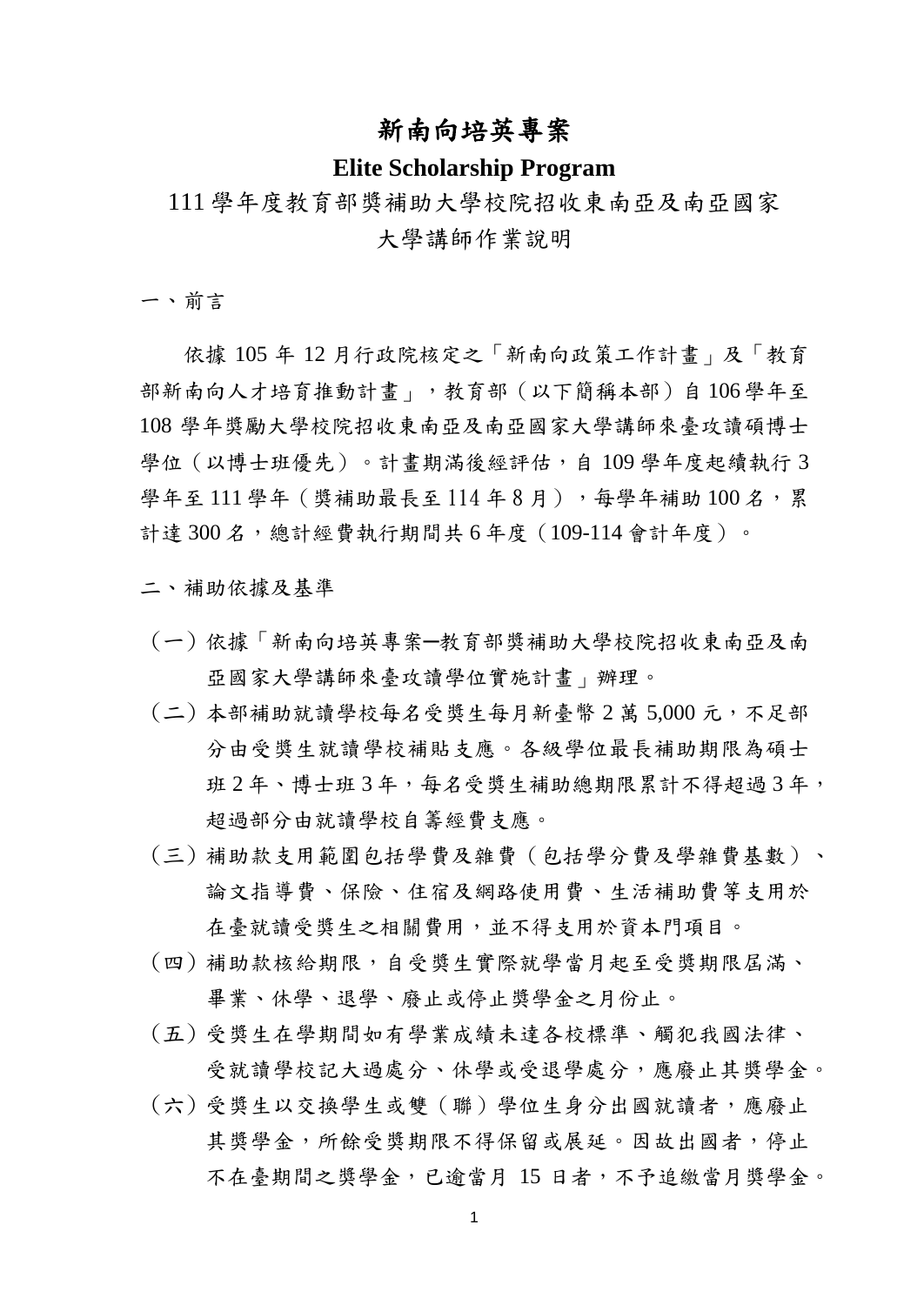# 新南向培英專案

## Elite Scholarship Program

## 111 學年度教育部獎補助大學校院招收東南亞及南亞國家大學講師作業說明

一、前言

依據 105 年 12 月行政院核定之「新南向政策工作計畫」及「教育部新南向人才培育推動計畫」，教育部（以下簡稱本部）自 106 學年至 108 學年獎勵大學校院招收東南亞及南亞國家大學講師來臺攻讀碩博士學位（以博士班優先）。計畫期滿後經評估，自 109 學年度起續執行 3 學年至 111 學年（獎補助最長至 114 年 8 月），每學年補助 100 名，累計達 300 名，總計經費執行期間共 6 年度（109-114 會計年度）。

二、補助依據及基準

（一）依據「新南向培英專案─教育部獎補助大學校院招收東南亞及南亞國家大學講師來臺攻讀學位實施計畫」辦理。

（二）本部補助就讀學校每名受獎生每月新臺幣 2 萬 5,000 元，不足部分由受獎生就讀學校補貼支應。各級學位最長補助期限為碩士班 2 年、博士班 3 年，每名受獎生補助總期限累計不得超過 3 年，超過部分由就讀學校自籌經費支應。

（三）補助款支用範圍包括學費及雜費（包括學分費及學雜費基數）、論文指導費、保險、住宿及網路使用費、生活補助費等支用於在臺就讀受獎生之相關費用，並不得支用於資本門項目。

（四）補助款核給期限，自受獎生實際就學當月起至受獎期限屆滿、畢業、休學、退學、廢止或停止獎學金之月份止。

（五）受獎生在學期間如有學業成績未達各校標準、觸犯我國法律、受就讀學校記大過處分、休學或受退學處分，應廢止其獎學金。

（六）受獎生以交換學生或雙（聯）學位生身分出國就讀者，應廢止其獎學金，所餘受獎期限不得保留或展延。因故出國者，停止不在臺期間之獎學金，已逾當月 15 日者，不予追繳當月獎學金。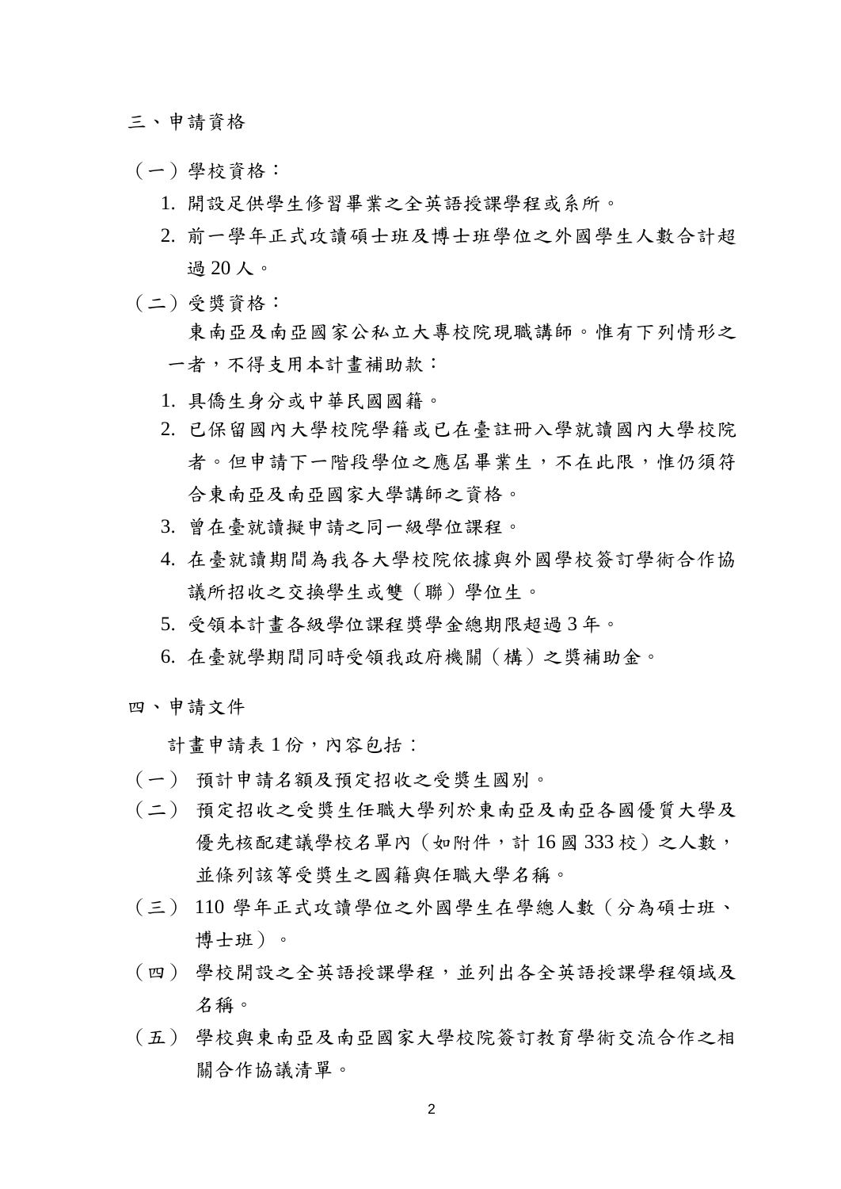## 三、申請資格

（一）學校資格：

1. 開設足供學生修習畢業之全英語授課學程或系所。
2. 前一學年正式攻讀碩士班及博士班學位之外國學生人數合計超過 20 人。

（二）受獎資格：

東南亞及南亞國家公私立大專校院現職講師。惟有下列情形之一者，不得支用本計畫補助款：

1. 具僑生身分或中華民國國籍。
2. 已保留國內大學校院學籍或已在臺註冊入學就讀國內大學校院者。但申請下一階段學位之應屆畢業生，不在此限，惟仍須符合東南亞及南亞國家大學講師之資格。
3. 曾在臺就讀擬申請之同一級學位課程。
4. 在臺就讀期間為我各大學校院依據與外國學校簽訂學術合作協議所招收之交換學生或雙（聯）學位生。
5. 受領本計畫各級學位課程獎學金總期限超過 3 年。
6. 在臺就學期間同時受領我政府機關（構）之獎補助金。

## 四、申請文件

計畫申請表 1 份，內容包括：

（一）預計申請名額及預定招收之受獎生國別。

（二）預定招收之受獎生任職大學列於東南亞及南亞各國優質大學及優先核配建議學校名單內（如附件，計 16 國 333 校）之人數，並條列該等受獎生之國籍與任職大學名稱。

（三）110 學年正式攻讀學位之外國學生在學總人數（分為碩士班、博士班）。

（四）學校開設之全英語授課學程，並列出各全英語授課學程領域及名稱。

（五）學校與東南亞及南亞國家大學校院簽訂教育學術交流合作之相關合作協議清單。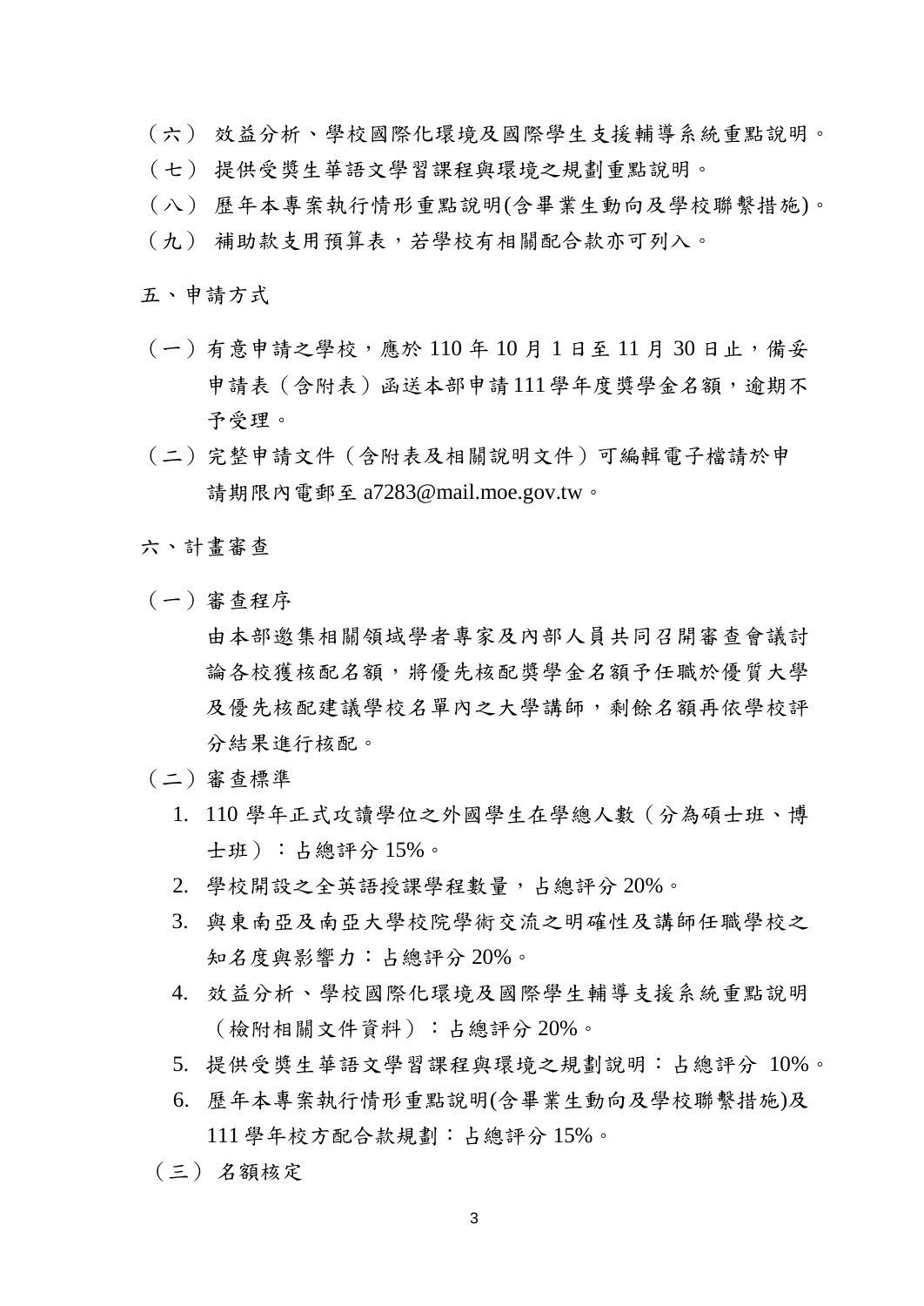（六） 效益分析、學校國際化環境及國際學生支援輔導系統重點說明。

（七） 提供受獎生華語文學習課程與環境之規劃重點說明。

（八） 歷年本專案執行情形重點說明(含畢業生動向及學校聯繫措施)。

（九） 補助款支用預算表，若學校有相關配合款亦可列入。

## 五、申請方式

（一）有意申請之學校，應於 110 年 10 月 1 日至 11 月 30 日止，備妥申請表（含附表）函送本部申請 111 學年度獎學金名額，逾期不予受理。

（二）完整申請文件（含附表及相關說明文件）可編輯電子檔請於申請期限內電郵至 a7283@mail.moe.gov.tw。

## 六、計畫審查

（一）審查程序

由本部邀集相關領域學者專家及內部人員共同召開審查會議討論各校獲核配名額，將優先核配獎學金名額予任職於優質大學及優先核配建議學校名單內之大學講師，剩餘名額再依學校評分結果進行核配。

（二）審查標準

1. 110 學年正式攻讀學位之外國學生在學總人數（分為碩士班、博士班）：占總評分 15%。
2. 學校開設之全英語授課學程數量，占總評分 20%。
3. 與東南亞及南亞大學校院學術交流之明確性及講師任職學校之知名度與影響力：占總評分 20%。
4. 效益分析、學校國際化環境及國際學生輔導支援系統重點說明（檢附相關文件資料）：占總評分 20%。
5. 提供受獎生華語文學習課程與環境之規劃說明：占總評分 10%。
6. 歷年本專案執行情形重點說明(含畢業生動向及學校聯繫措施)及 111 學年校方配合款規劃：占總評分 15%。

（三） 名額核定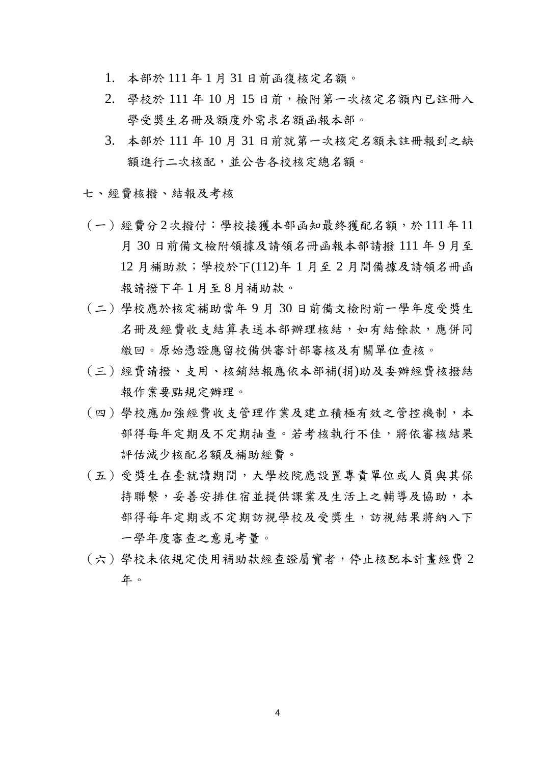1. 本部於 111 年 1 月 31 日前函復核定名額。
2. 學校於 111 年 10 月 15 日前，檢附第一次核定名額內已註冊入學受獎生名冊及額度外需求名額函報本部。
3. 本部於 111 年 10 月 31 日前就第一次核定名額未註冊報到之缺額進行二次核配，並公告各校核定總名額。

七、經費核撥、結報及考核

（一）經費分 2 次撥付：學校接獲本部函知最終獲配名額，於 111 年 11 月 30 日前備文檢附領據及請領名冊函報本部請撥 111 年 9 月至 12 月補助款；學校於下(112)年 1 月至 2 月間備據及請領名冊函報請撥下年 1 月至 8 月補助款。

（二）學校應於核定補助當年 9 月 30 日前備文檢附前一學年度受獎生名冊及經費收支結算表送本部辦理核結，如有結餘款，應併同繳回。原始憑證應留校備供審計部審核及有關單位查核。

（三）經費請撥、支用、核銷結報應依本部補(捐)助及委辦經費核撥結報作業要點規定辦理。

（四）學校應加強經費收支管理作業及建立積極有效之管控機制，本部得每年定期及不定期抽查。若考核執行不佳，將依審核結果評估減少核配名額及補助經費。

（五）受獎生在臺就讀期間，大學校院應設置專責單位或人員與其保持聯繫，妥善安排住宿並提供課業及生活上之輔導及協助，本部得每年定期或不定期訪視學校及受獎生，訪視結果將納入下一學年度審查之意見考量。

（六）學校未依規定使用補助款經查證屬實者，停止核配本計畫經費 2 年。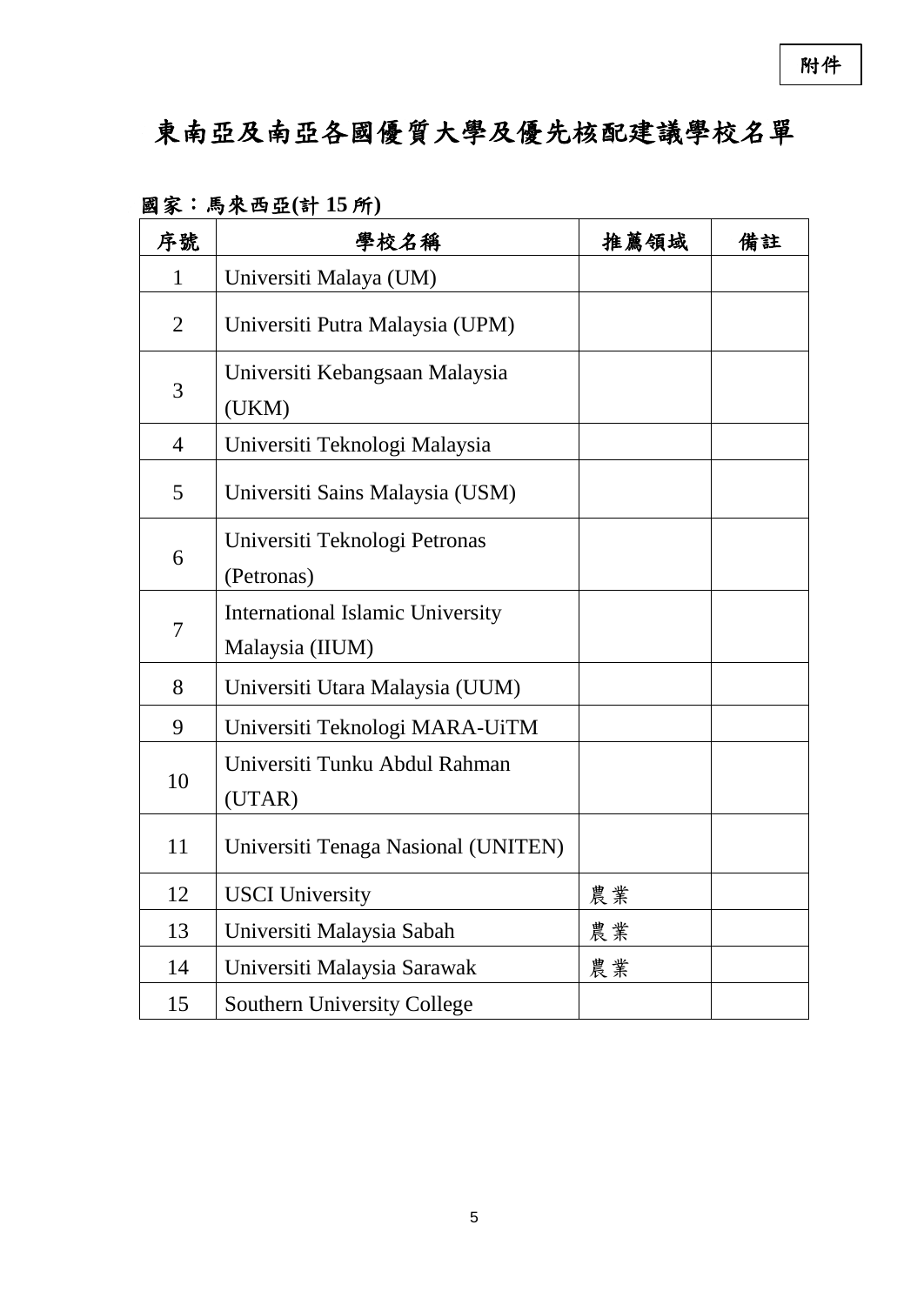附件

# 東南亞及南亞各國優質大學及優先核配建議學校名單

**國家：馬來西亞(計 15 所)**

| 序號 | 學校名稱 | 推薦領域 | 備註 |
|---|---|---|---|
| 1 | Universiti Malaya (UM) | | |
| 2 | Universiti Putra Malaysia (UPM) | | |
| 3 | Universiti Kebangsaan Malaysia (UKM) | | |
| 4 | Universiti Teknologi Malaysia | | |
| 5 | Universiti Sains Malaysia (USM) | | |
| 6 | Universiti Teknologi Petronas (Petronas) | | |
| 7 | International Islamic University Malaysia (IIUM) | | |
| 8 | Universiti Utara Malaysia (UUM) | | |
| 9 | Universiti Teknologi MARA-UiTM | | |
| 10 | Universiti Tunku Abdul Rahman (UTAR) | | |
| 11 | Universiti Tenaga Nasional (UNITEN) | | |
| 12 | USCI University | 農業 | |
| 13 | Universiti Malaysia Sabah | 農業 | |
| 14 | Universiti Malaysia Sarawak | 農業 | |
| 15 | Southern University College | | |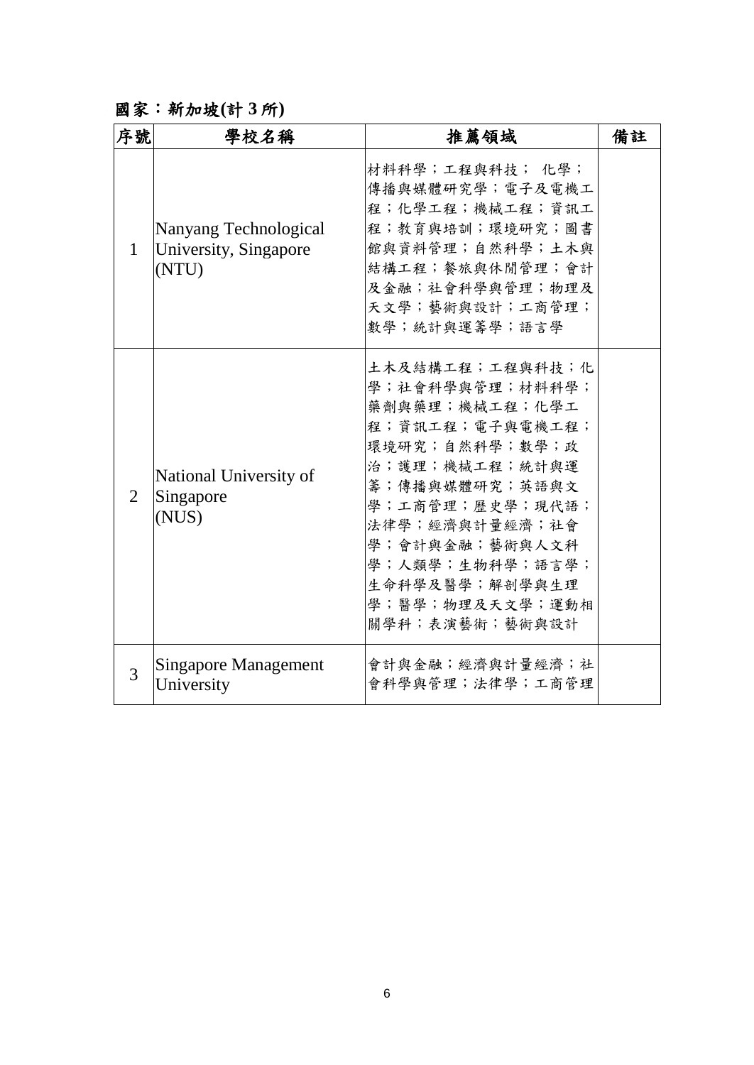**國家：新加坡(計 3 所)**

| 序號 | 學校名稱 | 推薦領域 | 備註 |
|---|---|---|---|
| 1 | Nanyang Technological University, Singapore (NTU) | 材料科學；工程與科技； 化學；傳播與媒體研究學；電子及電機工程；化學工程；機械工程；資訊工程；教育與培訓；環境研究；圖書館與資料管理；自然科學；土木與結構工程；餐旅與休閒管理；會計及金融；社會科學與管理；物理及天文學；藝術與設計；工商管理；數學；統計與運籌學；語言學 | |
| 2 | National University of Singapore (NUS) | 土木及結構工程；工程與科技；化學；社會科學與管理；材料科學；藥劑與藥理；機械工程；化學工程；資訊工程；電子與電機工程；環境研究；自然科學；數學；政治；護理；機械工程；統計與運籌；傳播與媒體研究；英語與文學；工商管理；歷史學；現代語；法律學；經濟與計量經濟；社會學；會計與金融；藝術與人文科學；人類學；生物科學；語言學；生命科學及醫學；解剖學與生理學；醫學；物理及天文學；運動相關學科；表演藝術；藝術與設計 | |
| 3 | Singapore Management University | 會計與金融；經濟與計量經濟；社會科學與管理；法律學；工商管理 | |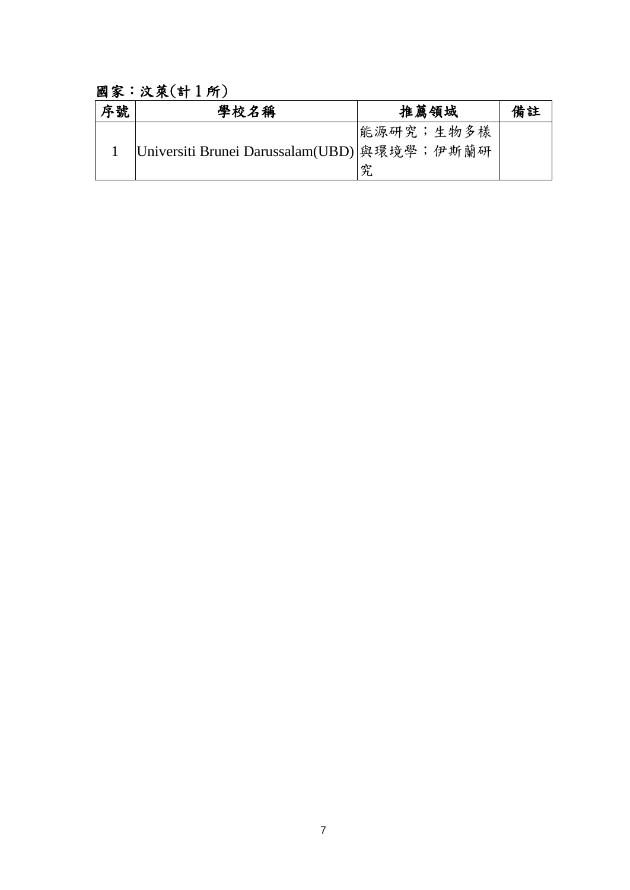國家：汶萊(計 1 所)

| 序號 | 學校名稱 | 推薦領域 | 備註 |
| --- | --- | --- | --- |
| 1 | Universiti Brunei Darussalam(UBD) | 能源研究；生物多樣與環境學；伊斯蘭研究 | |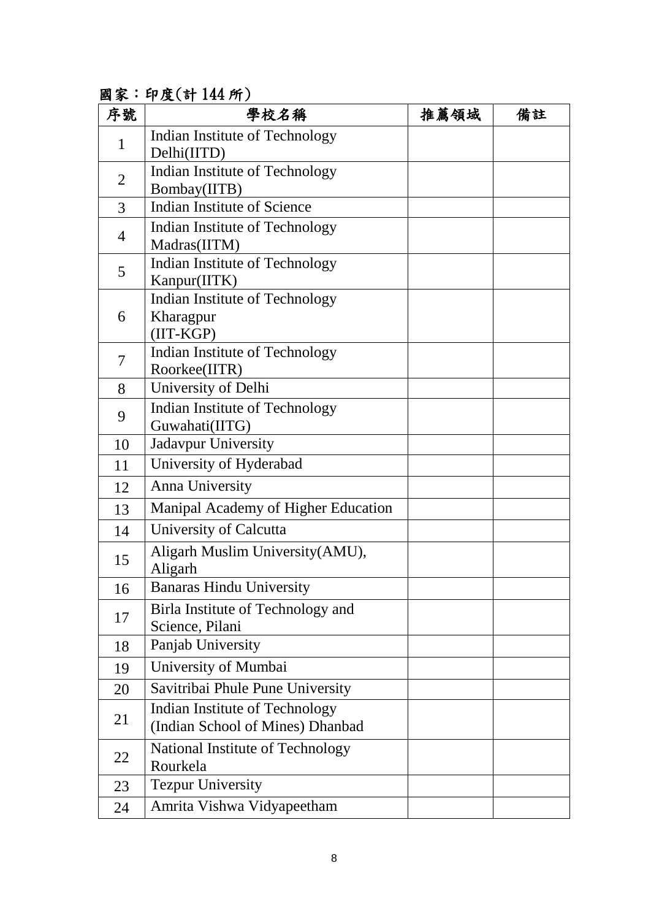國家：印度(計 144 所)

| 序號 | 學校名稱 | 推薦領域 | 備註 |
|---|---|---|---|
| 1 | Indian Institute of Technology Delhi(IITD) | | |
| 2 | Indian Institute of Technology Bombay(IITB) | | |
| 3 | Indian Institute of Science | | |
| 4 | Indian Institute of Technology Madras(IITM) | | |
| 5 | Indian Institute of Technology Kanpur(IITK) | | |
| 6 | Indian Institute of Technology Kharagpur (IIT-KGP) | | |
| 7 | Indian Institute of Technology Roorkee(IITR) | | |
| 8 | University of Delhi | | |
| 9 | Indian Institute of Technology Guwahati(IITG) | | |
| 10 | Jadavpur University | | |
| 11 | University of Hyderabad | | |
| 12 | Anna University | | |
| 13 | Manipal Academy of Higher Education | | |
| 14 | University of Calcutta | | |
| 15 | Aligarh Muslim University(AMU), Aligarh | | |
| 16 | Banaras Hindu University | | |
| 17 | Birla Institute of Technology and Science, Pilani | | |
| 18 | Panjab University | | |
| 19 | University of Mumbai | | |
| 20 | Savitribai Phule Pune University | | |
| 21 | Indian Institute of Technology (Indian School of Mines) Dhanbad | | |
| 22 | National Institute of Technology Rourkela | | |
| 23 | Tezpur University | | |
| 24 | Amrita Vishwa Vidyapeetham | | |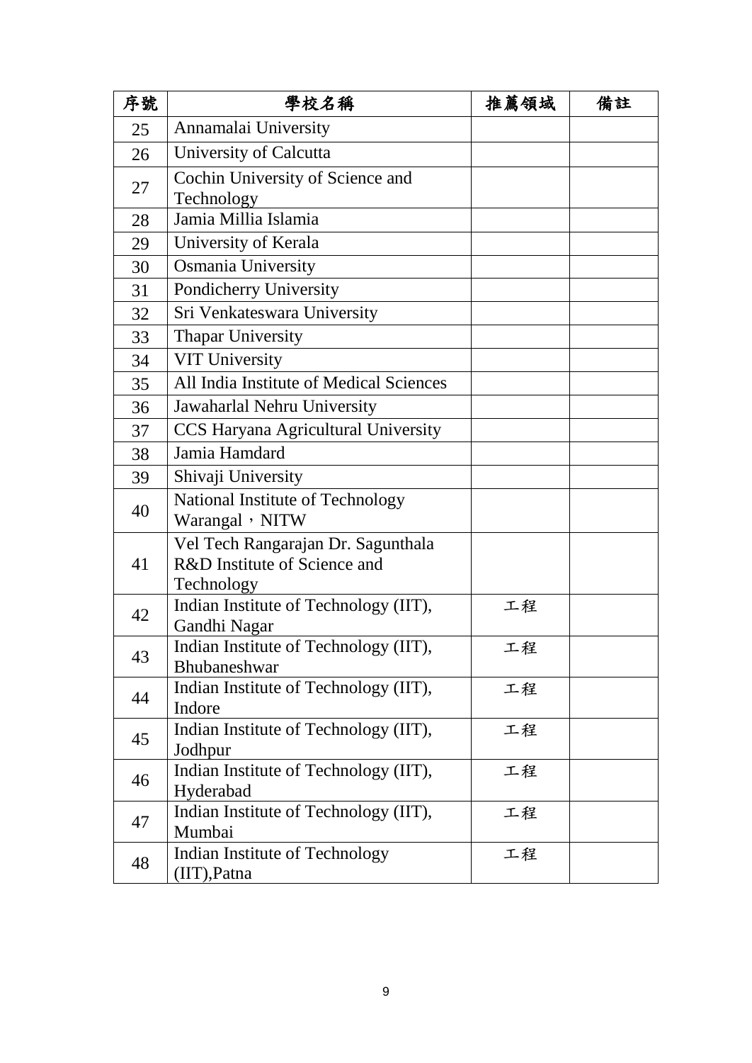| 序號 | 學校名稱 | 推薦領域 | 備註 |
|---|---|---|---|
| 25 | Annamalai University | | |
| 26 | University of Calcutta | | |
| 27 | Cochin University of Science and Technology | | |
| 28 | Jamia Millia Islamia | | |
| 29 | University of Kerala | | |
| 30 | Osmania University | | |
| 31 | Pondicherry University | | |
| 32 | Sri Venkateswara University | | |
| 33 | Thapar University | | |
| 34 | VIT University | | |
| 35 | All India Institute of Medical Sciences | | |
| 36 | Jawaharlal Nehru University | | |
| 37 | CCS Haryana Agricultural University | | |
| 38 | Jamia Hamdard | | |
| 39 | Shivaji University | | |
| 40 | National Institute of Technology Warangal，NITW | | |
| 41 | Vel Tech Rangarajan Dr. Sagunthala R&D Institute of Science and Technology | | |
| 42 | Indian Institute of Technology (IIT), Gandhi Nagar | 工程 | |
| 43 | Indian Institute of Technology (IIT), Bhubaneshwar | 工程 | |
| 44 | Indian Institute of Technology (IIT), Indore | 工程 | |
| 45 | Indian Institute of Technology (IIT), Jodhpur | 工程 | |
| 46 | Indian Institute of Technology (IIT), Hyderabad | 工程 | |
| 47 | Indian Institute of Technology (IIT), Mumbai | 工程 | |
| 48 | Indian Institute of Technology (IIT),Patna | 工程 | |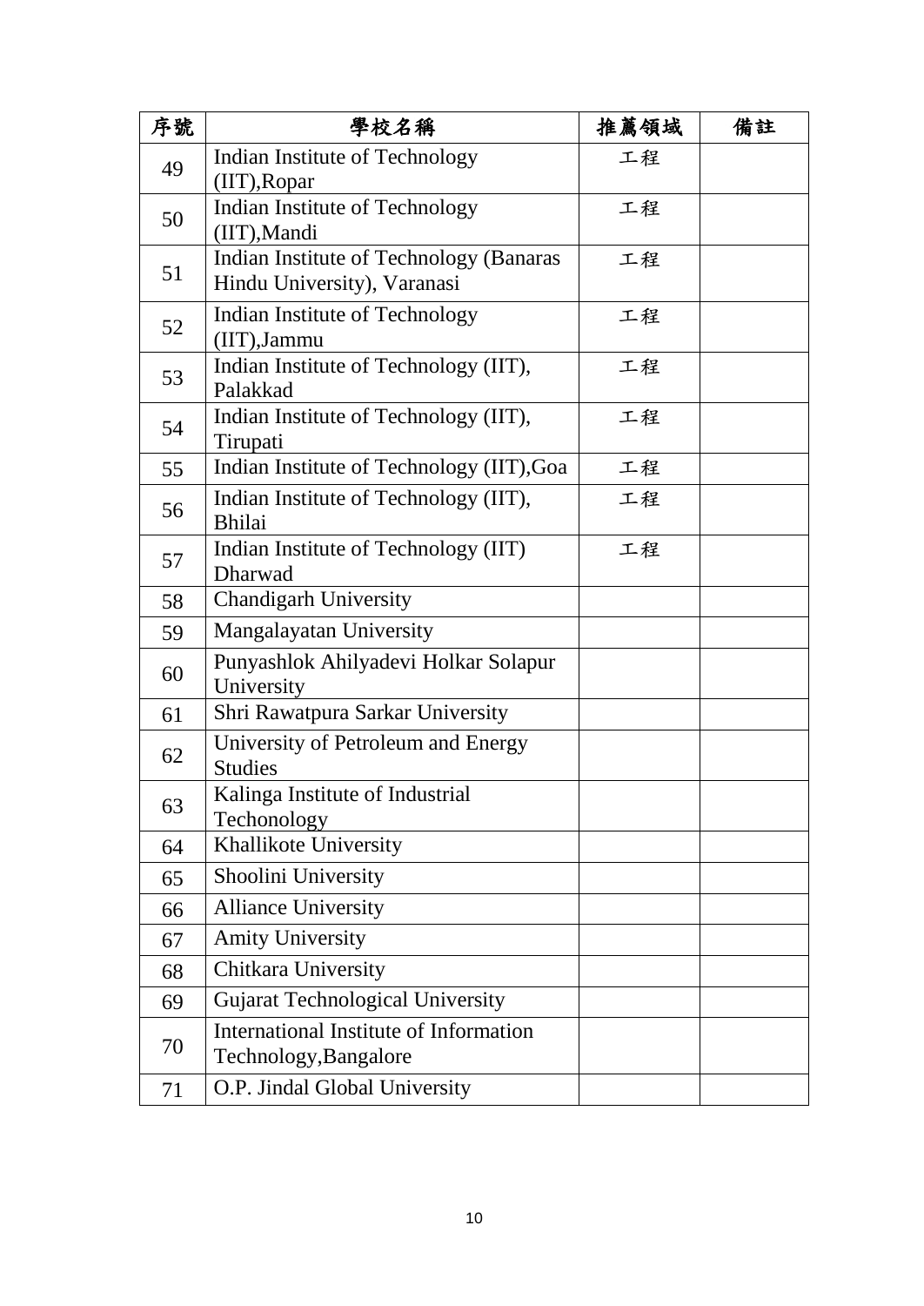| 序號 | 學校名稱 | 推薦領域 | 備註 |
|---|---|---|---|
| 49 | Indian Institute of Technology (IIT),Ropar | 工程 | |
| 50 | Indian Institute of Technology (IIT),Mandi | 工程 | |
| 51 | Indian Institute of Technology (Banaras Hindu University), Varanasi | 工程 | |
| 52 | Indian Institute of Technology (IIT),Jammu | 工程 | |
| 53 | Indian Institute of Technology (IIT), Palakkad | 工程 | |
| 54 | Indian Institute of Technology (IIT), Tirupati | 工程 | |
| 55 | Indian Institute of Technology (IIT),Goa | 工程 | |
| 56 | Indian Institute of Technology (IIT), Bhilai | 工程 | |
| 57 | Indian Institute of Technology (IIT) Dharwad | 工程 | |
| 58 | Chandigarh University | | |
| 59 | Mangalayatan University | | |
| 60 | Punyashlok Ahilyadevi Holkar Solapur University | | |
| 61 | Shri Rawatpura Sarkar University | | |
| 62 | University of Petroleum and Energy Studies | | |
| 63 | Kalinga Institute of Industrial Techonology | | |
| 64 | Khallikote University | | |
| 65 | Shoolini University | | |
| 66 | Alliance University | | |
| 67 | Amity University | | |
| 68 | Chitkara University | | |
| 69 | Gujarat Technological University | | |
| 70 | International Institute of Information Technology,Bangalore | | |
| 71 | O.P. Jindal Global University | | |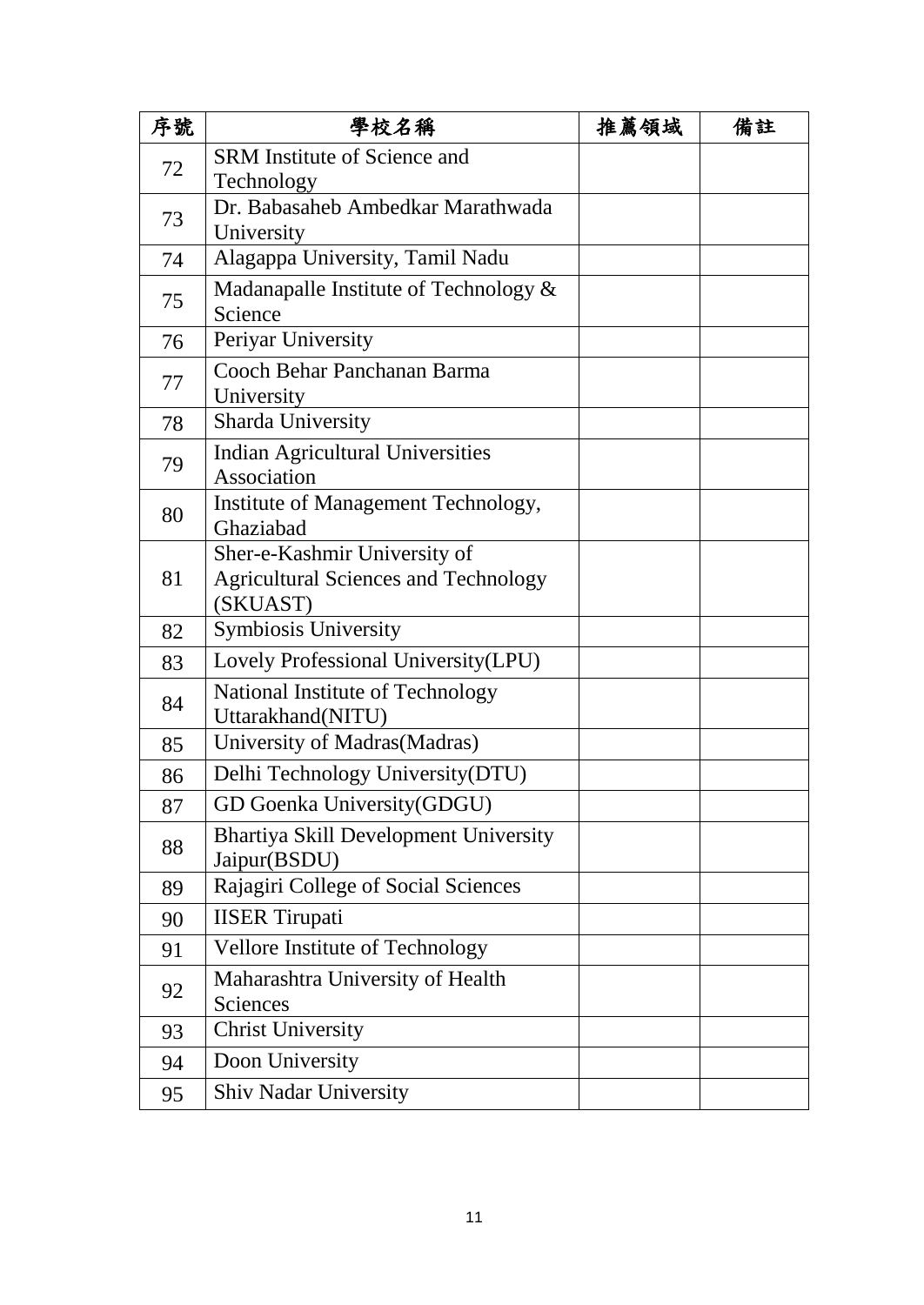| 序號 | 學校名稱 | 推薦領域 | 備註 |
| --- | --- | --- | --- |
| 72 | SRM Institute of Science and Technology | | |
| 73 | Dr. Babasaheb Ambedkar Marathwada University | | |
| 74 | Alagappa University, Tamil Nadu | | |
| 75 | Madanapalle Institute of Technology & Science | | |
| 76 | Periyar University | | |
| 77 | Cooch Behar Panchanan Barma University | | |
| 78 | Sharda University | | |
| 79 | Indian Agricultural Universities Association | | |
| 80 | Institute of Management Technology, Ghaziabad | | |
| 81 | Sher-e-Kashmir University of Agricultural Sciences and Technology (SKUAST) | | |
| 82 | Symbiosis University | | |
| 83 | Lovely Professional University(LPU) | | |
| 84 | National Institute of Technology Uttarakhand(NITU) | | |
| 85 | University of Madras(Madras) | | |
| 86 | Delhi Technology University(DTU) | | |
| 87 | GD Goenka University(GDGU) | | |
| 88 | Bhartiya Skill Development University Jaipur(BSDU) | | |
| 89 | Rajagiri College of Social Sciences | | |
| 90 | IISER Tirupati | | |
| 91 | Vellore Institute of Technology | | |
| 92 | Maharashtra University of Health Sciences | | |
| 93 | Christ University | | |
| 94 | Doon University | | |
| 95 | Shiv Nadar University | | |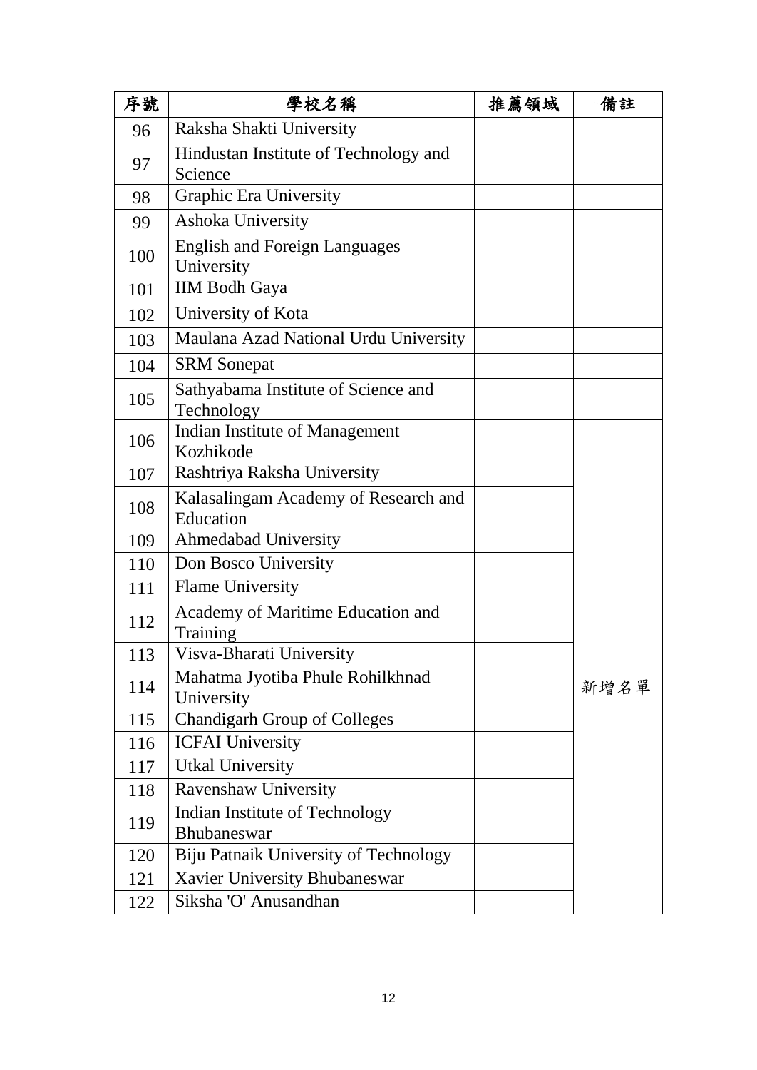| 序號 | 學校名稱 | 推薦領域 | 備註 |
| --- | --- | --- | --- |
| 96 | Raksha Shakti University | | |
| 97 | Hindustan Institute of Technology and Science | | |
| 98 | Graphic Era University | | |
| 99 | Ashoka University | | |
| 100 | English and Foreign Languages University | | |
| 101 | IIM Bodh Gaya | | |
| 102 | University of Kota | | |
| 103 | Maulana Azad National Urdu University | | |
| 104 | SRM Sonepat | | |
| 105 | Sathyabama Institute of Science and Technology | | |
| 106 | Indian Institute of Management Kozhikode | | |
| 107 | Rashtriya Raksha University | | 新增名單 |
| 108 | Kalasalingam Academy of Research and Education | | |
| 109 | Ahmedabad University | | |
| 110 | Don Bosco University | | |
| 111 | Flame University | | |
| 112 | Academy of Maritime Education and Training | | |
| 113 | Visva-Bharati University | | |
| 114 | Mahatma Jyotiba Phule Rohilkhnad University | | |
| 115 | Chandigarh Group of Colleges | | |
| 116 | ICFAI University | | |
| 117 | Utkal University | | |
| 118 | Ravenshaw University | | |
| 119 | Indian Institute of Technology Bhubaneswar | | |
| 120 | Biju Patnaik University of Technology | | |
| 121 | Xavier University Bhubaneswar | | |
| 122 | Siksha 'O' Anusandhan | | |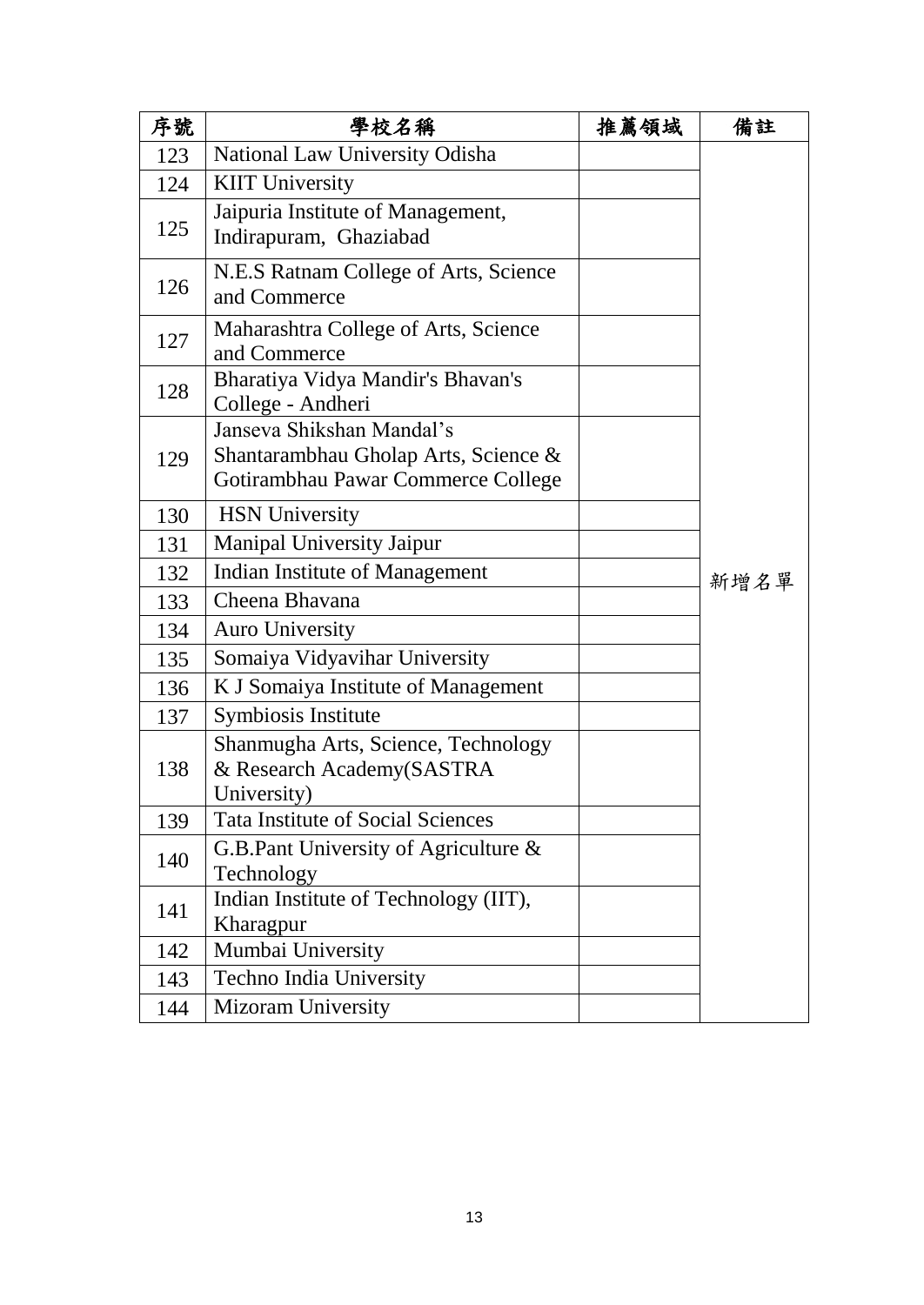| 序號 | 學校名稱 | 推薦領域 | 備註 |
| --- | --- | --- | --- |
| 123 | National Law University Odisha | | 新增名單 |
| 124 | KIIT University | | |
| 125 | Jaipuria Institute of Management, Indirapuram, Ghaziabad | | |
| 126 | N.E.S Ratnam College of Arts, Science and Commerce | | |
| 127 | Maharashtra College of Arts, Science and Commerce | | |
| 128 | Bharatiya Vidya Mandir's Bhavan's College - Andheri | | |
| 129 | Janseva Shikshan Mandal's Shantarambhau Gholap Arts, Science & Gotirambhau Pawar Commerce College | | |
| 130 | HSN University | | |
| 131 | Manipal University Jaipur | | |
| 132 | Indian Institute of Management | | |
| 133 | Cheena Bhavana | | |
| 134 | Auro University | | |
| 135 | Somaiya Vidyavihar University | | |
| 136 | K J Somaiya Institute of Management | | |
| 137 | Symbiosis Institute | | |
| 138 | Shanmugha Arts, Science, Technology & Research Academy(SASTRA University) | | |
| 139 | Tata Institute of Social Sciences | | |
| 140 | G.B.Pant University of Agriculture & Technology | | |
| 141 | Indian Institute of Technology (IIT), Kharagpur | | |
| 142 | Mumbai University | | |
| 143 | Techno India University | | |
| 144 | Mizoram University | | |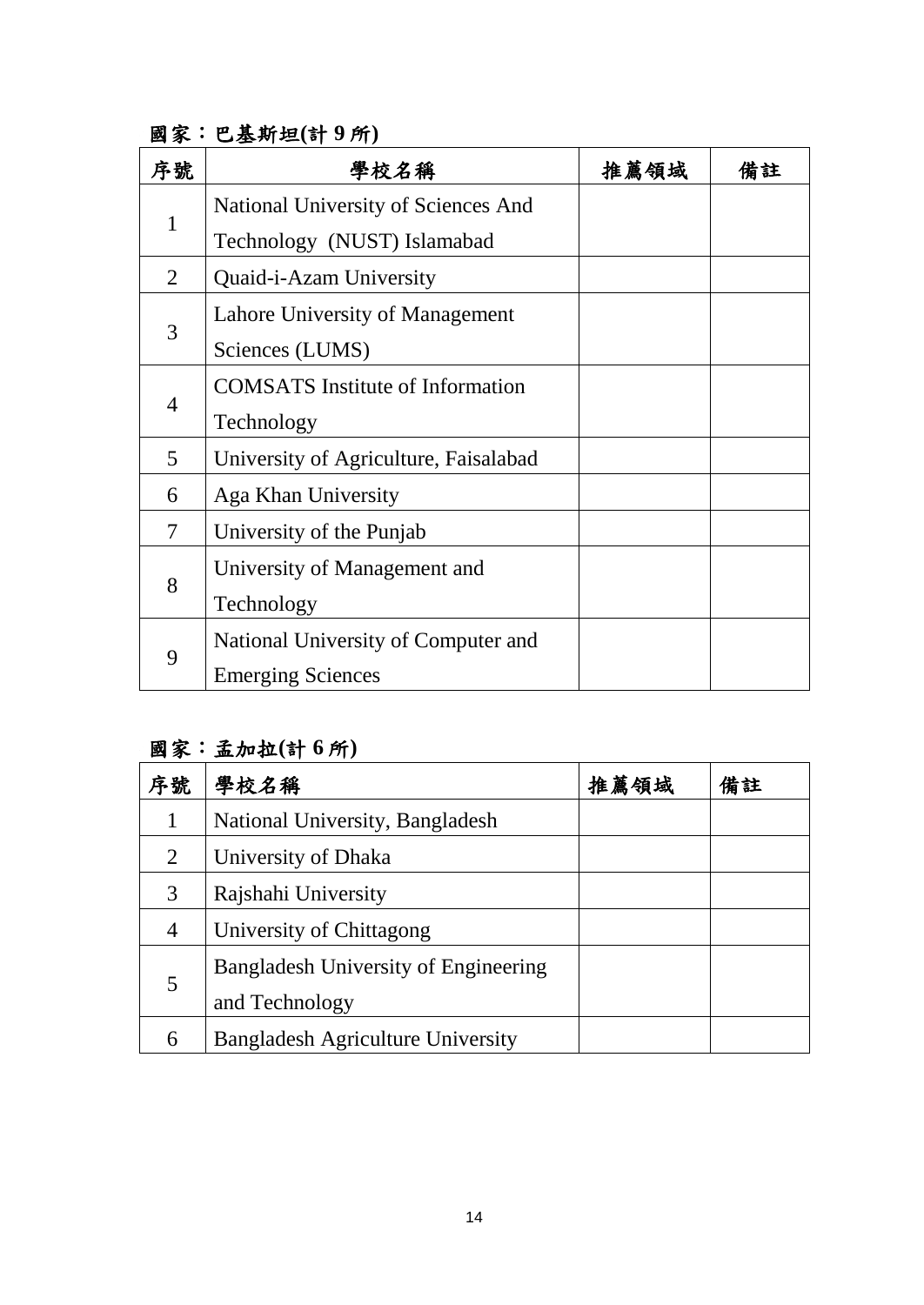**國家：巴基斯坦(計 9 所)**

| 序號 | 學校名稱 | 推薦領域 | 備註 |
|---|---|---|---|
| 1 | National University of Sciences And Technology (NUST) Islamabad | | |
| 2 | Quaid-i-Azam University | | |
| 3 | Lahore University of Management Sciences (LUMS) | | |
| 4 | COMSATS Institute of Information Technology | | |
| 5 | University of Agriculture, Faisalabad | | |
| 6 | Aga Khan University | | |
| 7 | University of the Punjab | | |
| 8 | University of Management and Technology | | |
| 9 | National University of Computer and Emerging Sciences | | |

**國家：孟加拉(計 6 所)**

| 序號 | 學校名稱 | 推薦領域 | 備註 |
|---|---|---|---|
| 1 | National University, Bangladesh | | |
| 2 | University of Dhaka | | |
| 3 | Rajshahi University | | |
| 4 | University of Chittagong | | |
| 5 | Bangladesh University of Engineering and Technology | | |
| 6 | Bangladesh Agriculture University | | |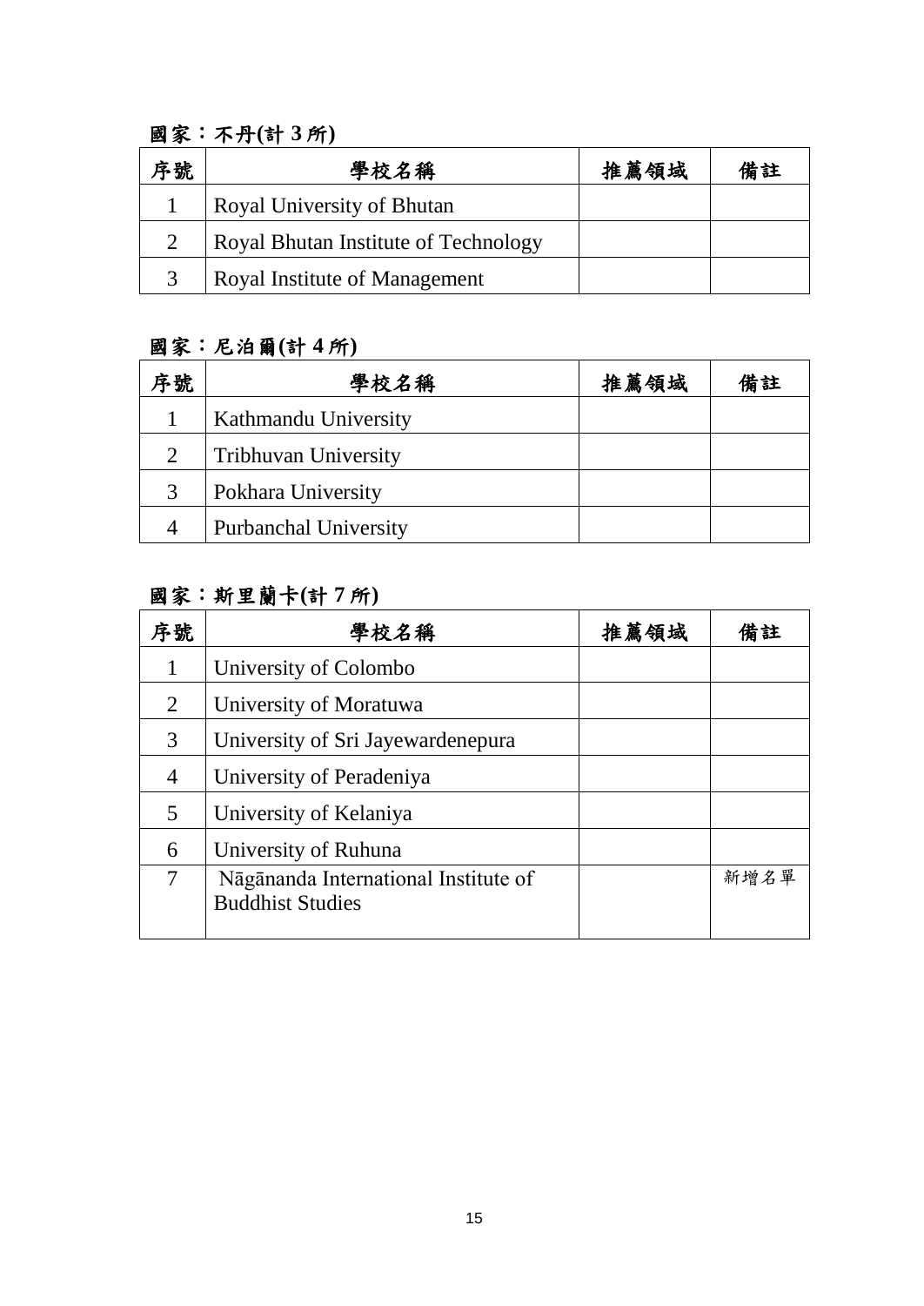**國家：不丹(計 3 所)**

| 序號 | 學校名稱 | 推薦領域 | 備註 |
|---|---|---|---|
| 1 | Royal University of Bhutan | | |
| 2 | Royal Bhutan Institute of Technology | | |
| 3 | Royal Institute of Management | | |

**國家：尼泊爾(計 4 所)**

| 序號 | 學校名稱 | 推薦領域 | 備註 |
|---|---|---|---|
| 1 | Kathmandu University | | |
| 2 | Tribhuvan University | | |
| 3 | Pokhara University | | |
| 4 | Purbanchal University | | |

**國家：斯里蘭卡(計 7 所)**

| 序號 | 學校名稱 | 推薦領域 | 備註 |
|---|---|---|---|
| 1 | University of Colombo | | |
| 2 | University of Moratuwa | | |
| 3 | University of Sri Jayewardenepura | | |
| 4 | University of Peradeniya | | |
| 5 | University of Kelaniya | | |
| 6 | University of Ruhuna | | |
| 7 | Nāgānanda International Institute of Buddhist Studies | | 新增名單 |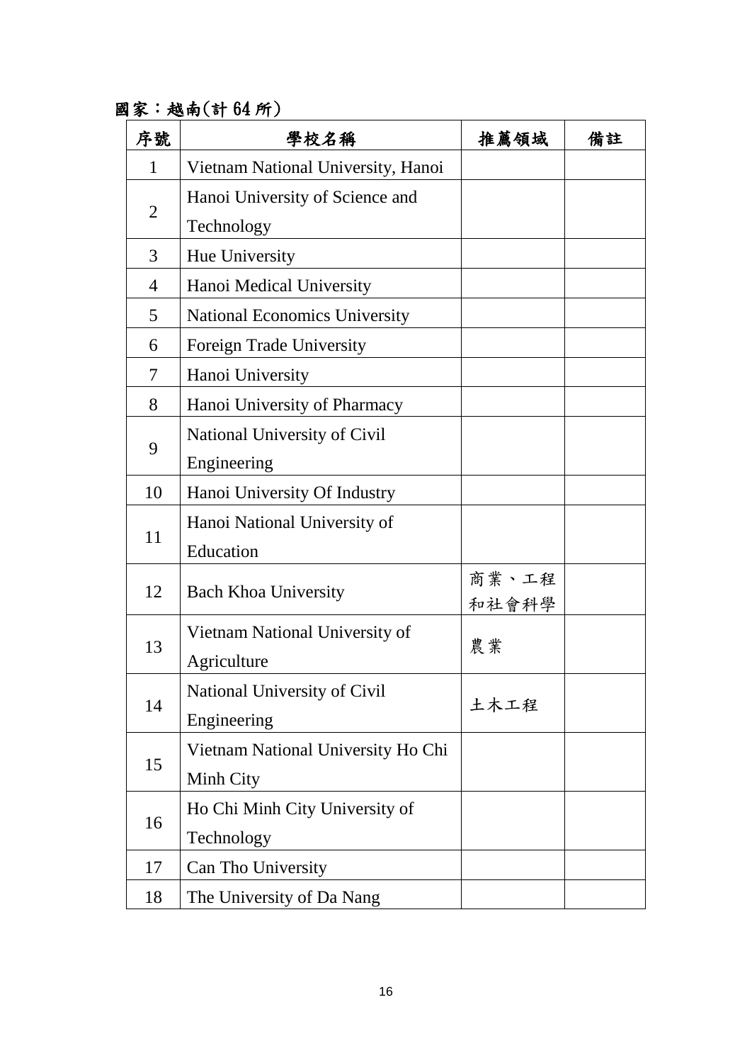國家：越南(計 64 所)

| 序號 | 學校名稱 | 推薦領域 | 備註 |
| --- | --- | --- | --- |
| 1 | Vietnam National University, Hanoi | | |
| 2 | Hanoi University of Science and Technology | | |
| 3 | Hue University | | |
| 4 | Hanoi Medical University | | |
| 5 | National Economics University | | |
| 6 | Foreign Trade University | | |
| 7 | Hanoi University | | |
| 8 | Hanoi University of Pharmacy | | |
| 9 | National University of Civil Engineering | | |
| 10 | Hanoi University Of Industry | | |
| 11 | Hanoi National University of Education | | |
| 12 | Bach Khoa University | 商業、工程和社會科學 | |
| 13 | Vietnam National University of Agriculture | 農業 | |
| 14 | National University of Civil Engineering | 土木工程 | |
| 15 | Vietnam National University Ho Chi Minh City | | |
| 16 | Ho Chi Minh City University of Technology | | |
| 17 | Can Tho University | | |
| 18 | The University of Da Nang | | |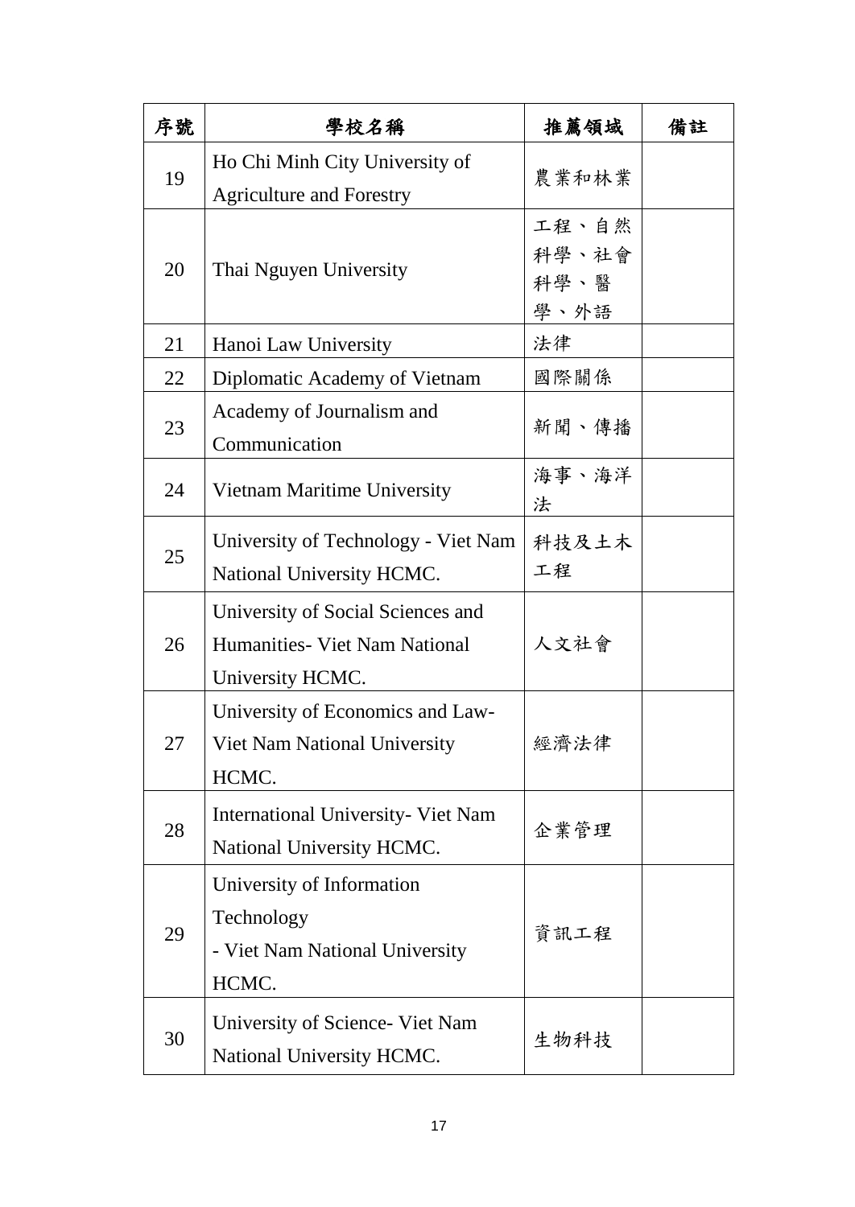| 序號 | 學校名稱 | 推薦領域 | 備註 |
|---|---|---|---|
| 19 | Ho Chi Minh City University of Agriculture and Forestry | 農業和林業 | |
| 20 | Thai Nguyen University | 工程、自然科學、社會科學、醫學、外語 | |
| 21 | Hanoi Law University | 法律 | |
| 22 | Diplomatic Academy of Vietnam | 國際關係 | |
| 23 | Academy of Journalism and Communication | 新聞、傳播 | |
| 24 | Vietnam Maritime University | 海事、海洋法 | |
| 25 | University of Technology - Viet Nam National University HCMC. | 科技及土木工程 | |
| 26 | University of Social Sciences and Humanities- Viet Nam National University HCMC. | 人文社會 | |
| 27 | University of Economics and Law- Viet Nam National University HCMC. | 經濟法律 | |
| 28 | International University- Viet Nam National University HCMC. | 企業管理 | |
| 29 | University of Information Technology - Viet Nam National University HCMC. | 資訊工程 | |
| 30 | University of Science- Viet Nam National University HCMC. | 生物科技 | |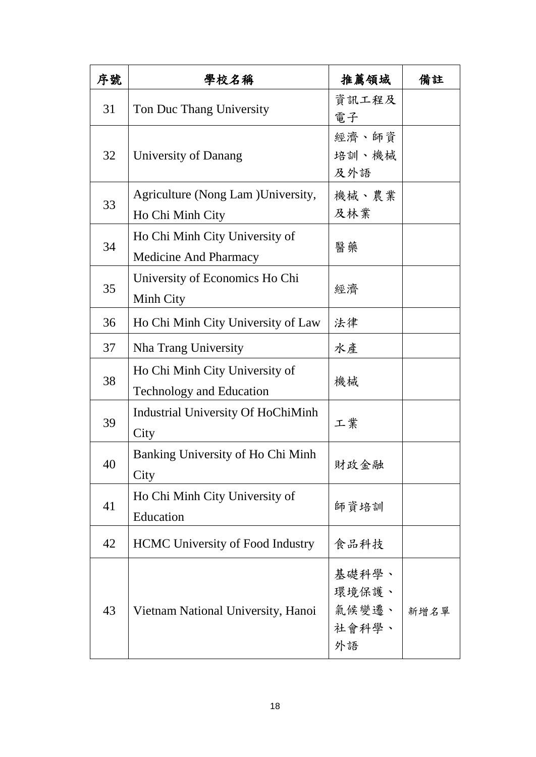| 序號 | 學校名稱 | 推薦領域 | 備註 |
| --- | --- | --- | --- |
| 31 | Ton Duc Thang University | 資訊工程及電子 | |
| 32 | University of Danang | 經濟、師資培訓、機械及外語 | |
| 33 | Agriculture (Nong Lam )University, Ho Chi Minh City | 機械、農業及林業 | |
| 34 | Ho Chi Minh City University of Medicine And Pharmacy | 醫藥 | |
| 35 | University of Economics Ho Chi Minh City | 經濟 | |
| 36 | Ho Chi Minh City University of Law | 法律 | |
| 37 | Nha Trang University | 水產 | |
| 38 | Ho Chi Minh City University of Technology and Education | 機械 | |
| 39 | Industrial University Of HoChiMinh City | 工業 | |
| 40 | Banking University of Ho Chi Minh City | 財政金融 | |
| 41 | Ho Chi Minh City University of Education | 師資培訓 | |
| 42 | HCMC University of Food Industry | 食品科技 | |
| 43 | Vietnam National University, Hanoi | 基礎科學、環境保護、氣候變遷、社會科學、外語 | 新增名單 |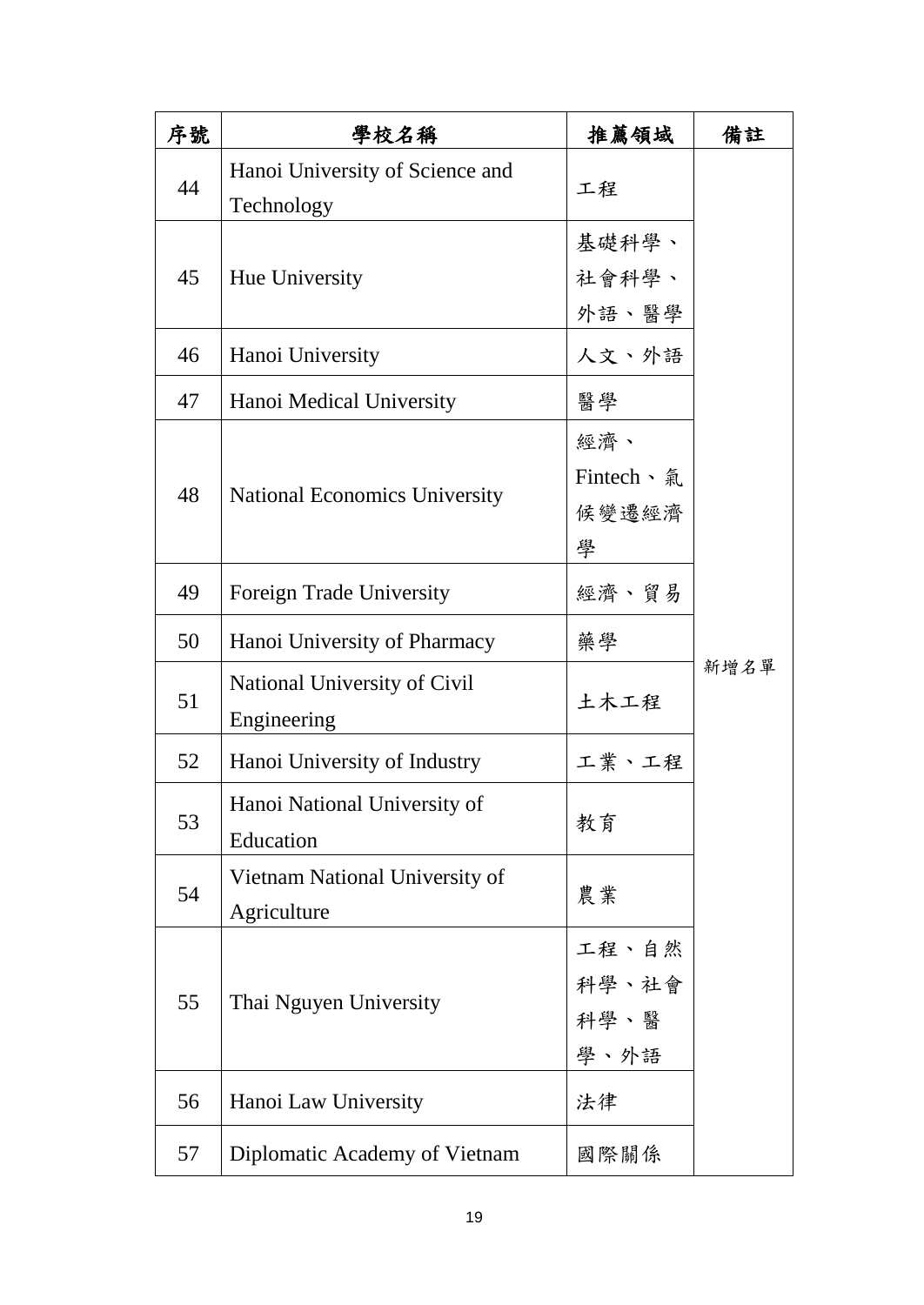| 序號 | 學校名稱 | 推薦領域 | 備註 |
| --- | --- | --- | --- |
| 44 | Hanoi University of Science and Technology | 工程 | 新增名單 |
| 45 | Hue University | 基礎科學、社會科學、外語、醫學 | |
| 46 | Hanoi University | 人文、外語 | |
| 47 | Hanoi Medical University | 醫學 | |
| 48 | National Economics University | 經濟、Fintech、氣候變遷經濟學 | |
| 49 | Foreign Trade University | 經濟、貿易 | |
| 50 | Hanoi University of Pharmacy | 藥學 | |
| 51 | National University of Civil Engineering | 土木工程 | |
| 52 | Hanoi University of Industry | 工業、工程 | |
| 53 | Hanoi National University of Education | 教育 | |
| 54 | Vietnam National University of Agriculture | 農業 | |
| 55 | Thai Nguyen University | 工程、自然科學、社會科學、醫學、外語 | |
| 56 | Hanoi Law University | 法律 | |
| 57 | Diplomatic Academy of Vietnam | 國際關係 | |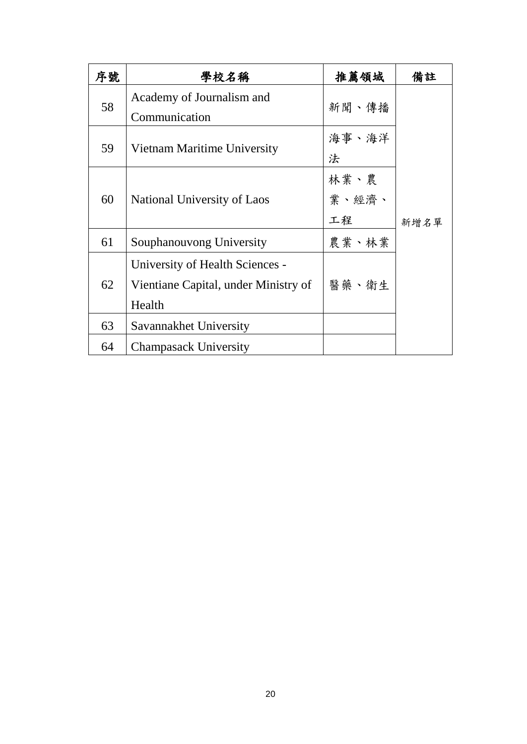| 序號 | 學校名稱 | 推薦領域 | 備註 |
| --- | --- | --- | --- |
| 58 | Academy of Journalism and Communication | 新聞、傳播 | 新增名單 |
| 59 | Vietnam Maritime University | 海事、海洋法 | |
| 60 | National University of Laos | 林業、農業、經濟、工程 | |
| 61 | Souphanouvong University | 農業、林業 | |
| 62 | University of Health Sciences - Vientiane Capital, under Ministry of Health | 醫藥、衛生 | |
| 63 | Savannakhet University | | |
| 64 | Champasack University | | |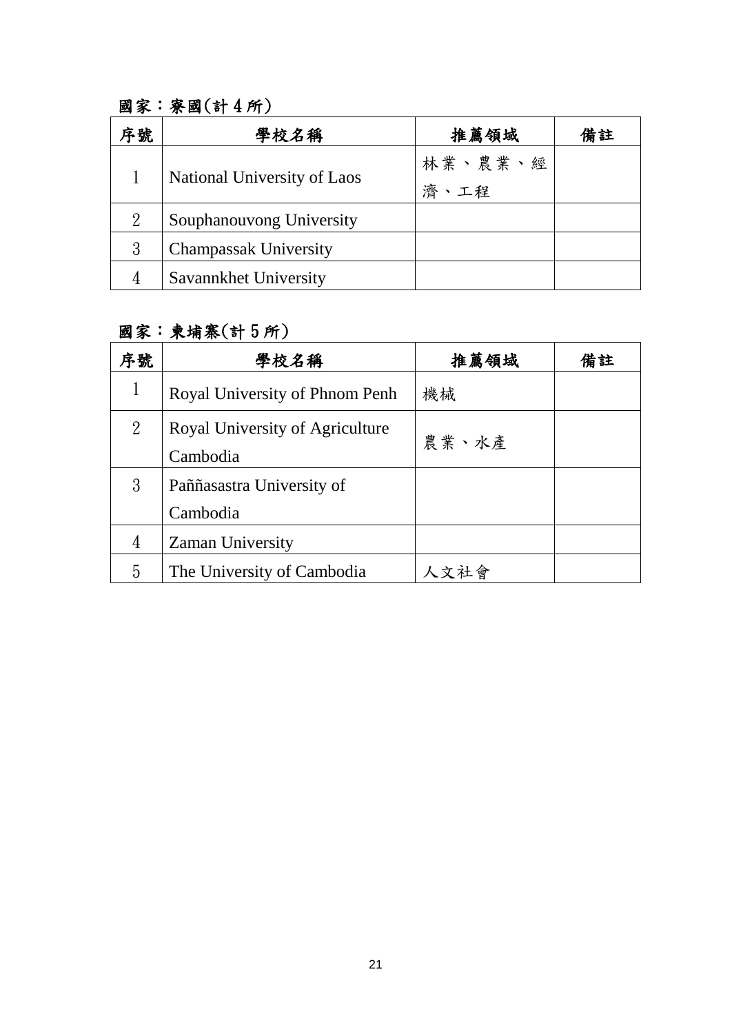國家：寮國(計 4 所)

| 序號 | 學校名稱 | 推薦領域 | 備註 |
| --- | --- | --- | --- |
| 1 | National University of Laos | 林業、農業、經濟、工程 | |
| 2 | Souphanouvong University | | |
| 3 | Champassak University | | |
| 4 | Savannkhet University | | |

國家：柬埔寨(計 5 所)

| 序號 | 學校名稱 | 推薦領域 | 備註 |
| --- | --- | --- | --- |
| 1 | Royal University of Phnom Penh | 機械 | |
| 2 | Royal University of Agriculture Cambodia | 農業、水產 | |
| 3 | Paññasastra University of Cambodia | | |
| 4 | Zaman University | | |
| 5 | The University of Cambodia | 人文社會 | |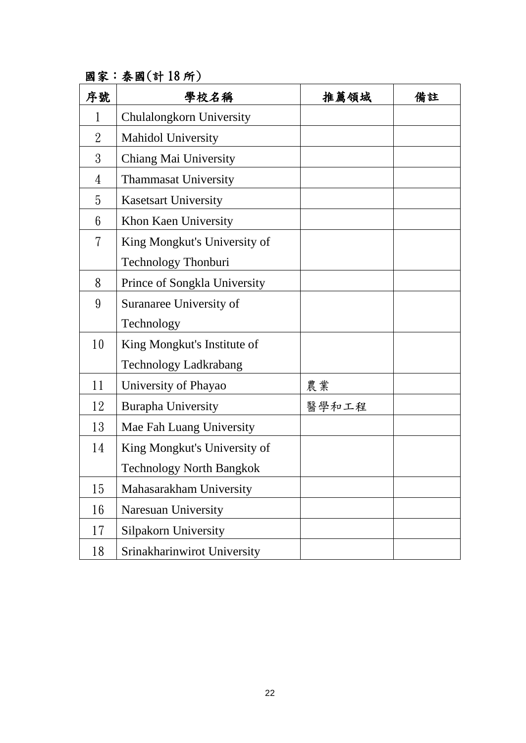國家：泰國(計 18 所)

| 序號 | 學校名稱 | 推薦領域 | 備註 |
|---|---|---|---|
| 1 | Chulalongkorn University | | |
| 2 | Mahidol University | | |
| 3 | Chiang Mai University | | |
| 4 | Thammasat University | | |
| 5 | Kasetsart University | | |
| 6 | Khon Kaen University | | |
| 7 | King Mongkut's University of Technology Thonburi | | |
| 8 | Prince of Songkla University | | |
| 9 | Suranaree University of Technology | | |
| 10 | King Mongkut's Institute of Technology Ladkrabang | | |
| 11 | University of Phayao | 農業 | |
| 12 | Burapha University | 醫學和工程 | |
| 13 | Mae Fah Luang University | | |
| 14 | King Mongkut's University of Technology North Bangkok | | |
| 15 | Mahasarakham University | | |
| 16 | Naresuan University | | |
| 17 | Silpakorn University | | |
| 18 | Srinakharinwirot University | | |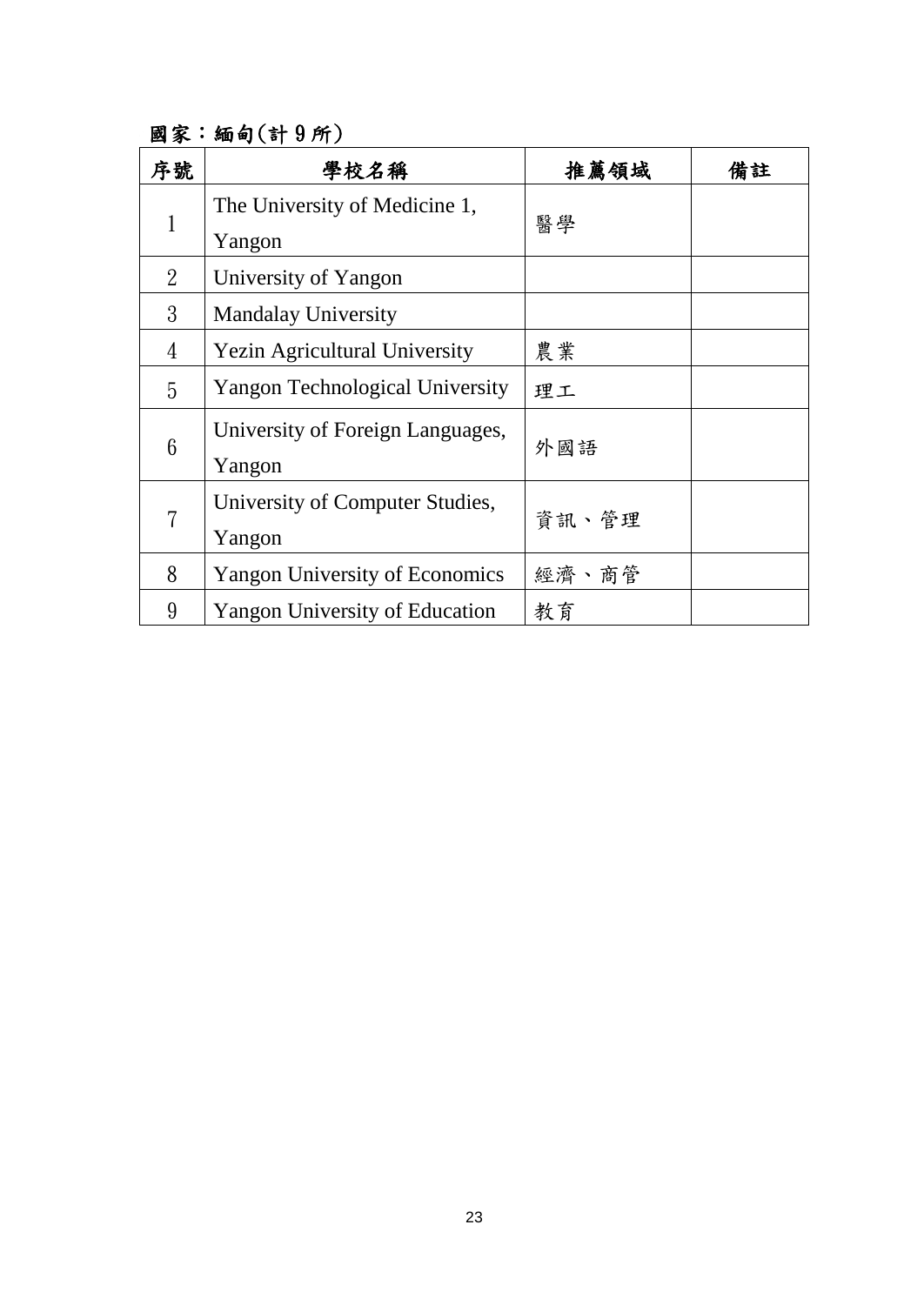國家：緬甸(計 9 所)

| 序號 | 學校名稱 | 推薦領域 | 備註 |
|---|---|---|---|
| 1 | The University of Medicine 1, Yangon | 醫學 | |
| 2 | University of Yangon | | |
| 3 | Mandalay University | | |
| 4 | Yezin Agricultural University | 農業 | |
| 5 | Yangon Technological University | 理工 | |
| 6 | University of Foreign Languages, Yangon | 外國語 | |
| 7 | University of Computer Studies, Yangon | 資訊、管理 | |
| 8 | Yangon University of Economics | 經濟、商管 | |
| 9 | Yangon University of Education | 教育 | |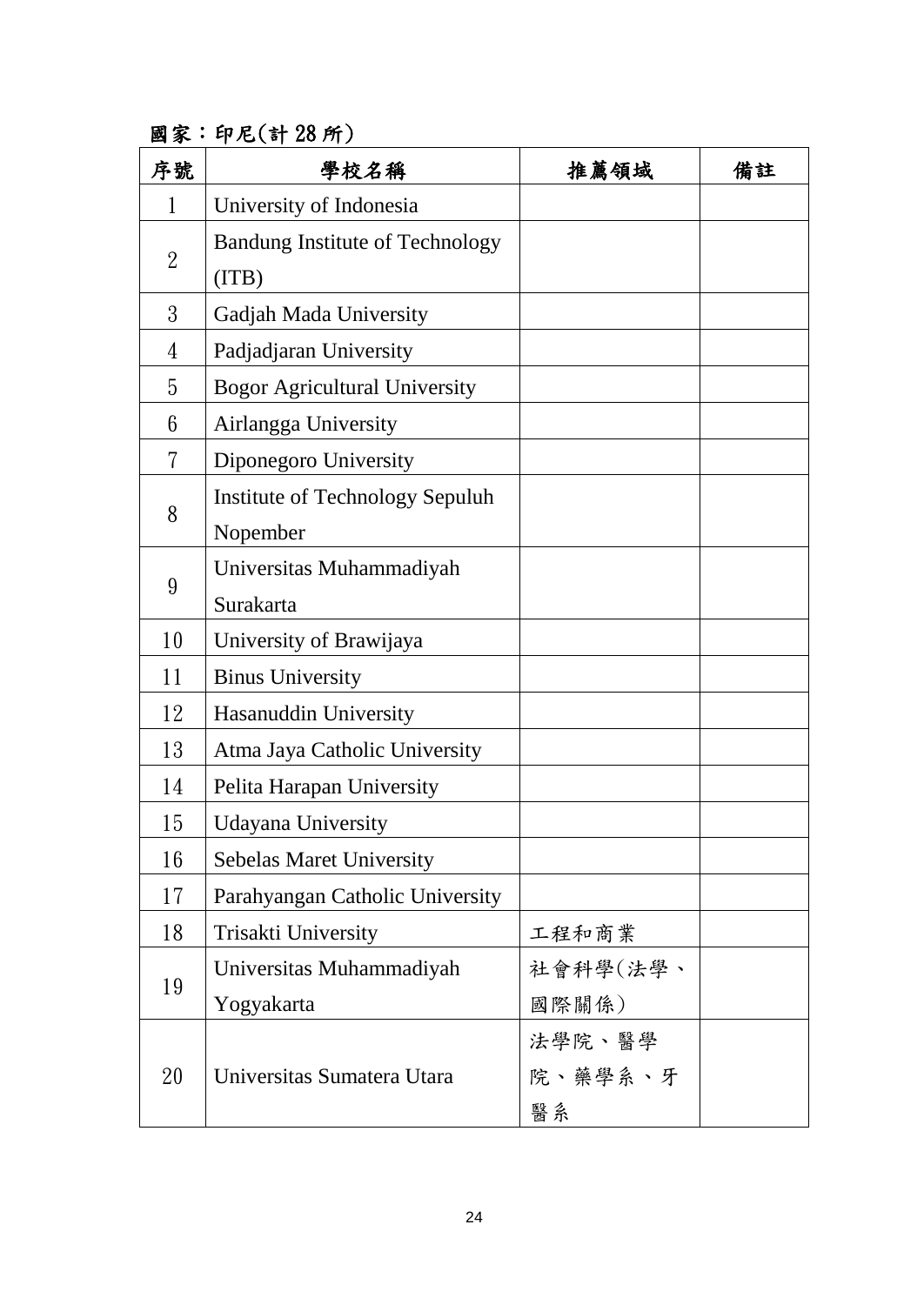國家：印尼(計 28 所)

| 序號 | 學校名稱 | 推薦領域 | 備註 |
|---|---|---|---|
| 1 | University of Indonesia | | |
| 2 | Bandung Institute of Technology (ITB) | | |
| 3 | Gadjah Mada University | | |
| 4 | Padjadjaran University | | |
| 5 | Bogor Agricultural University | | |
| 6 | Airlangga University | | |
| 7 | Diponegoro University | | |
| 8 | Institute of Technology Sepuluh Nopember | | |
| 9 | Universitas Muhammadiyah Surakarta | | |
| 10 | University of Brawijaya | | |
| 11 | Binus University | | |
| 12 | Hasanuddin University | | |
| 13 | Atma Jaya Catholic University | | |
| 14 | Pelita Harapan University | | |
| 15 | Udayana University | | |
| 16 | Sebelas Maret University | | |
| 17 | Parahyangan Catholic University | | |
| 18 | Trisakti University | 工程和商業 | |
| 19 | Universitas Muhammadiyah Yogyakarta | 社會科學(法學、國際關係) | |
| 20 | Universitas Sumatera Utara | 法學院、醫學院、藥學系、牙醫系 | |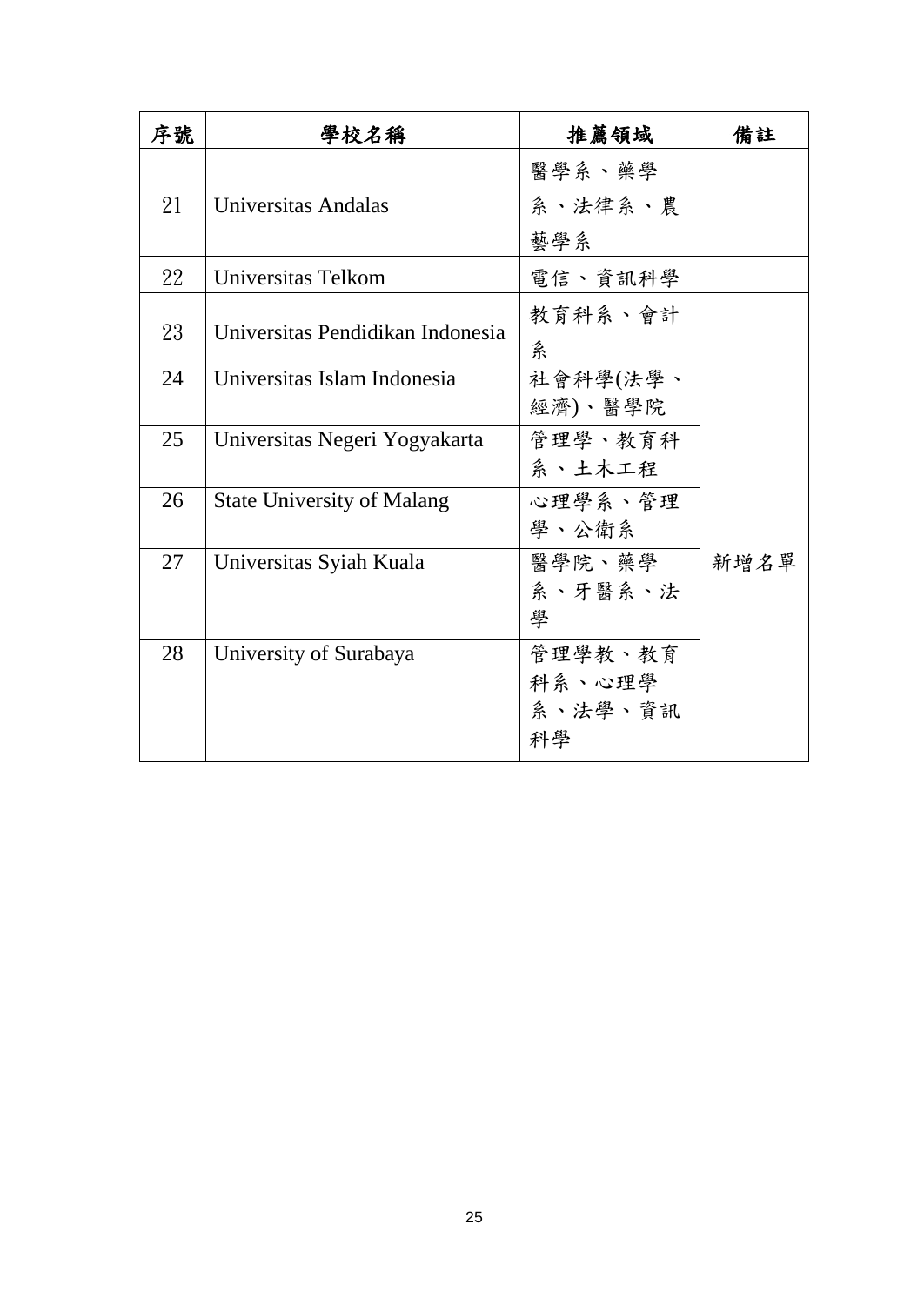| 序號 | 學校名稱 | 推薦領域 | 備註 |
| --- | --- | --- | --- |
| 21 | Universitas Andalas | 醫學系、藥學系、法律系、農藝學系 | |
| 22 | Universitas Telkom | 電信、資訊科學 | |
| 23 | Universitas Pendidikan Indonesia | 教育科系、會計系 | |
| 24 | Universitas Islam Indonesia | 社會科學(法學、經濟)、醫學院 | 新增名單 |
| 25 | Universitas Negeri Yogyakarta | 管理學、教育科系、土木工程 | |
| 26 | State University of Malang | 心理學系、管理學、公衛系 | |
| 27 | Universitas Syiah Kuala | 醫學院、藥學系、牙醫系、法學 | |
| 28 | University of Surabaya | 管理學教、教育科系、心理學系、法學、資訊科學 | |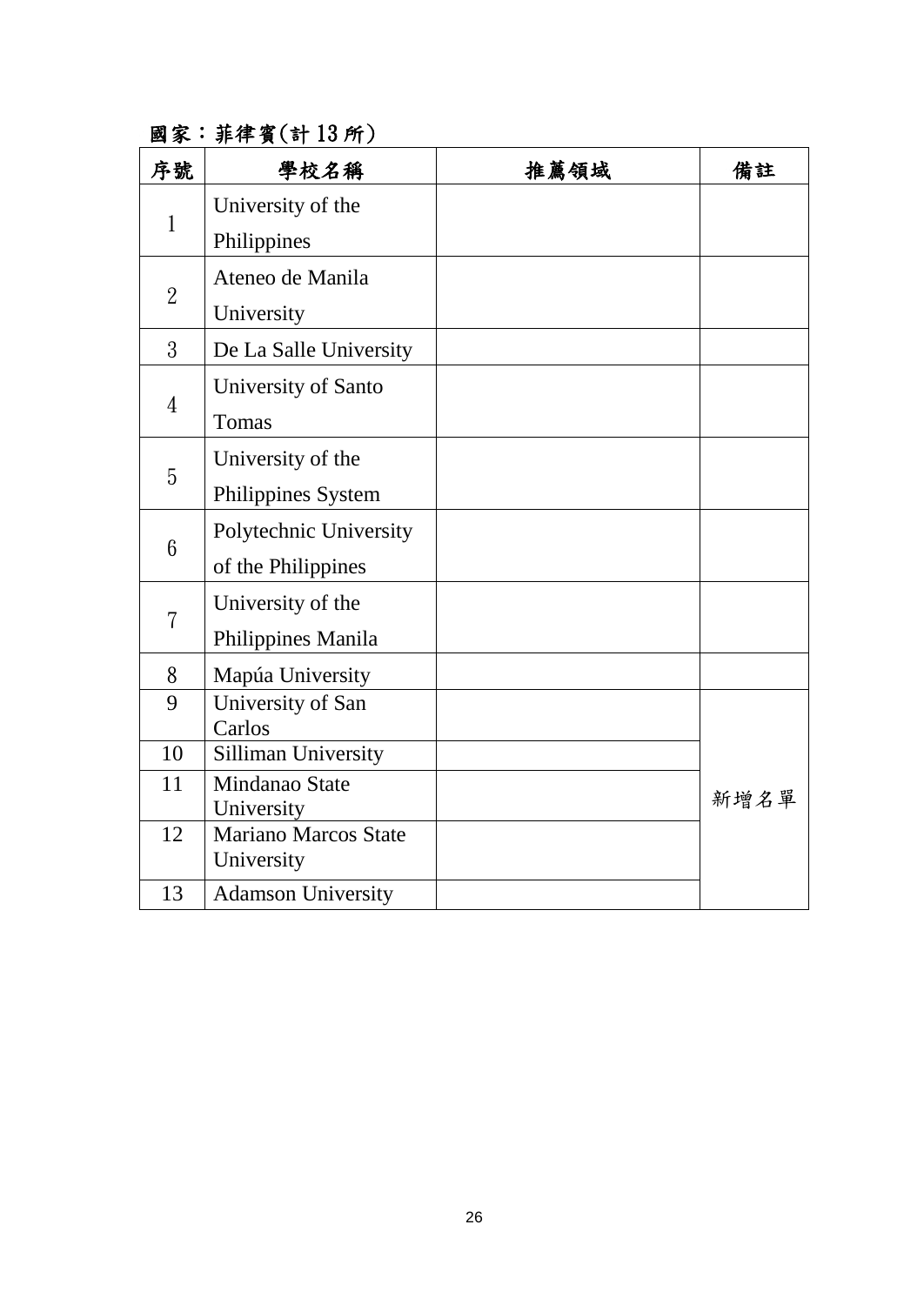國家：菲律賓(計 13 所)

| 序號 | 學校名稱 | 推薦領域 | 備註 |
|---|---|---|---|
| 1 | University of the Philippines | | |
| 2 | Ateneo de Manila University | | |
| 3 | De La Salle University | | |
| 4 | University of Santo Tomas | | |
| 5 | University of the Philippines System | | |
| 6 | Polytechnic University of the Philippines | | |
| 7 | University of the Philippines Manila | | |
| 8 | Mapúa University | | |
| 9 | University of San Carlos | | 新增名單 |
| 10 | Silliman University | | |
| 11 | Mindanao State University | | |
| 12 | Mariano Marcos State University | | |
| 13 | Adamson University | | |